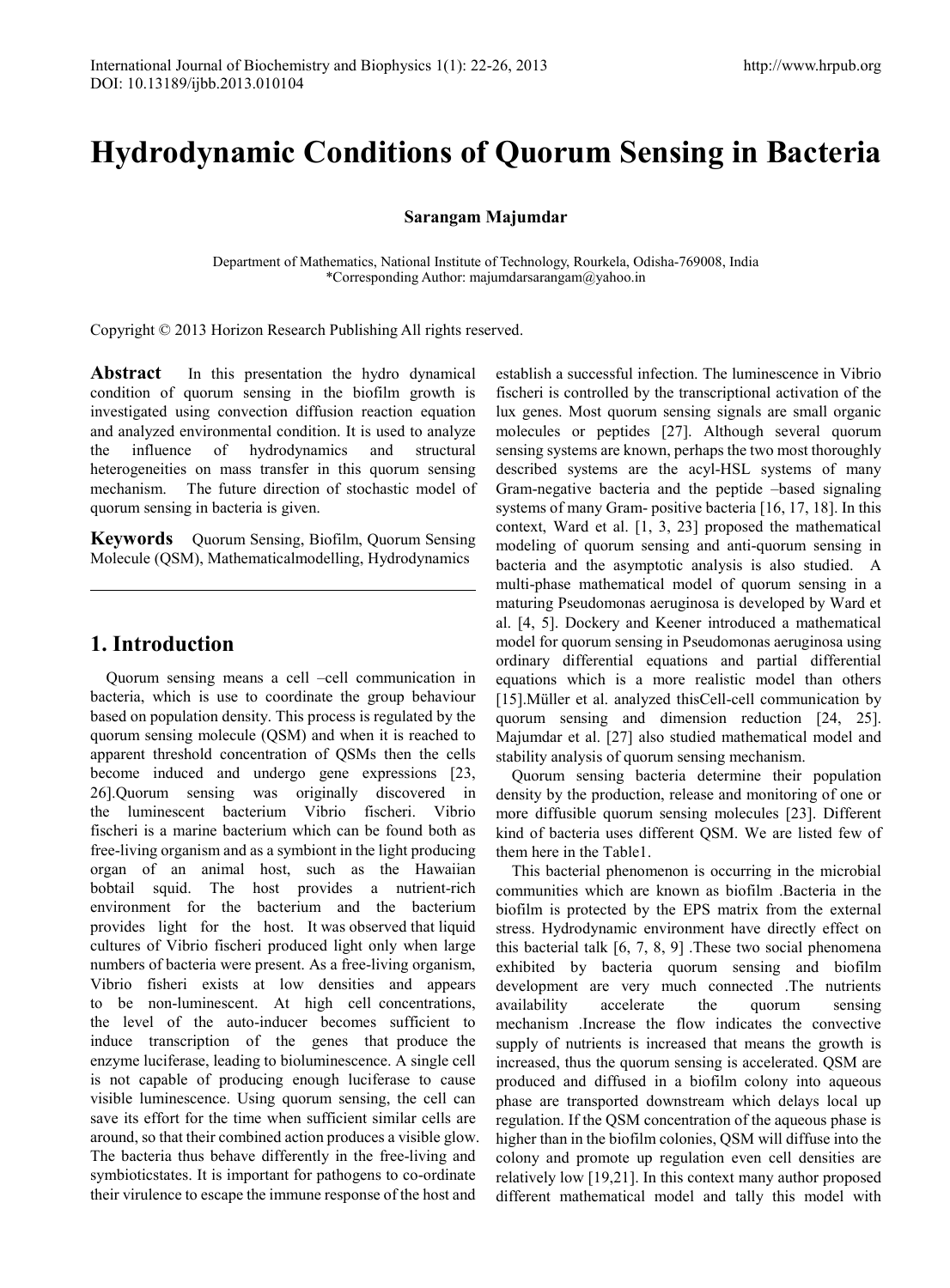# Hydrodynamic Conditions of Quorum Sensing in Bacteria

**Sarangam Majumdar**

Department of Mathematics, National Institute of Technology, Rourkela, Odisha-769008, India
*Corresponding Author: majumdarsarangam@yahoo.in

Copyright © 2013 Horizon Research Publishing All rights reserved.

**Abstract** In this presentation the hydro dynamical condition of quorum sensing in the biofilm growth is investigated using convection diffusion reaction equation and analyzed environmental condition. It is used to analyze the influence of hydrodynamics and structural heterogeneities on mass transfer in this quorum sensing mechanism. The future direction of stochastic model of quorum sensing in bacteria is given.

**Keywords** Quorum Sensing, Biofilm, Quorum Sensing Molecule (QSM), Mathematicalmodelling, Hydrodynamics

## 1. Introduction

Quorum sensing means a cell –cell communication in bacteria, which is use to coordinate the group behaviour based on population density. This process is regulated by the quorum sensing molecule (QSM) and when it is reached to apparent threshold concentration of QSMs then the cells become induced and undergo gene expressions [23, 26].Quorum sensing was originally discovered in the luminescent bacterium Vibrio fischeri. Vibrio fischeri is a marine bacterium which can be found both as free-living organism and as a symbiont in the light producing organ of an animal host, such as the Hawaiian bobtail squid. The host provides a nutrient-rich environment for the bacterium and the bacterium provides light for the host. It was observed that liquid cultures of Vibrio fischeri produced light only when large numbers of bacteria were present. As a free-living organism, Vibrio fisheri exists at low densities and appears to be non-luminescent. At high cell concentrations, the level of the auto-inducer becomes sufficient to induce transcription of the genes that produce the enzyme luciferase, leading to bioluminescence. A single cell is not capable of producing enough luciferase to cause visible luminescence. Using quorum sensing, the cell can save its effort for the time when sufficient similar cells are around, so that their combined action produces a visible glow. The bacteria thus behave differently in the free-living and symbioticstates. It is important for pathogens to co-ordinate their virulence to escape the immune response of the host and establish a successful infection. The luminescence in Vibrio fischeri is controlled by the transcriptional activation of the lux genes. Most quorum sensing signals are small organic molecules or peptides [27]. Although several quorum sensing systems are known, perhaps the two most thoroughly described systems are the acyl-HSL systems of many Gram-negative bacteria and the peptide –based signaling systems of many Gram- positive bacteria [16, 17, 18]. In this context, Ward et al. [1, 3, 23] proposed the mathematical modeling of quorum sensing and anti-quorum sensing in bacteria and the asymptotic analysis is also studied. A multi-phase mathematical model of quorum sensing in a maturing Pseudomonas aeruginosa is developed by Ward et al. [4, 5]. Dockery and Keener introduced a mathematical model for quorum sensing in Pseudomonas aeruginosa using ordinary differential equations and partial differential equations which is a more realistic model than others [15].Müller et al. analyzed thisCell-cell communication by quorum sensing and dimension reduction [24, 25]. Majumdar et al. [27] also studied mathematical model and stability analysis of quorum sensing mechanism.

Quorum sensing bacteria determine their population density by the production, release and monitoring of one or more diffusible quorum sensing molecules [23]. Different kind of bacteria uses different QSM. We are listed few of them here in the Table1.

This bacterial phenomenon is occurring in the microbial communities which are known as biofilm .Bacteria in the biofilm is protected by the EPS matrix from the external stress. Hydrodynamic environment have directly effect on this bacterial talk [6, 7, 8, 9] .These two social phenomena exhibited by bacteria quorum sensing and biofilm development are very much connected .The nutrients availability accelerate the quorum sensing mechanism .Increase the flow indicates the convective supply of nutrients is increased that means the growth is increased, thus the quorum sensing is accelerated. QSM are produced and diffused in a biofilm colony into aqueous phase are transported downstream which delays local up regulation. If the QSM concentration of the aqueous phase is higher than in the biofilm colonies, QSM will diffuse into the colony and promote up regulation even cell densities are relatively low [19,21]. In this context many author proposed different mathematical model and tally this model with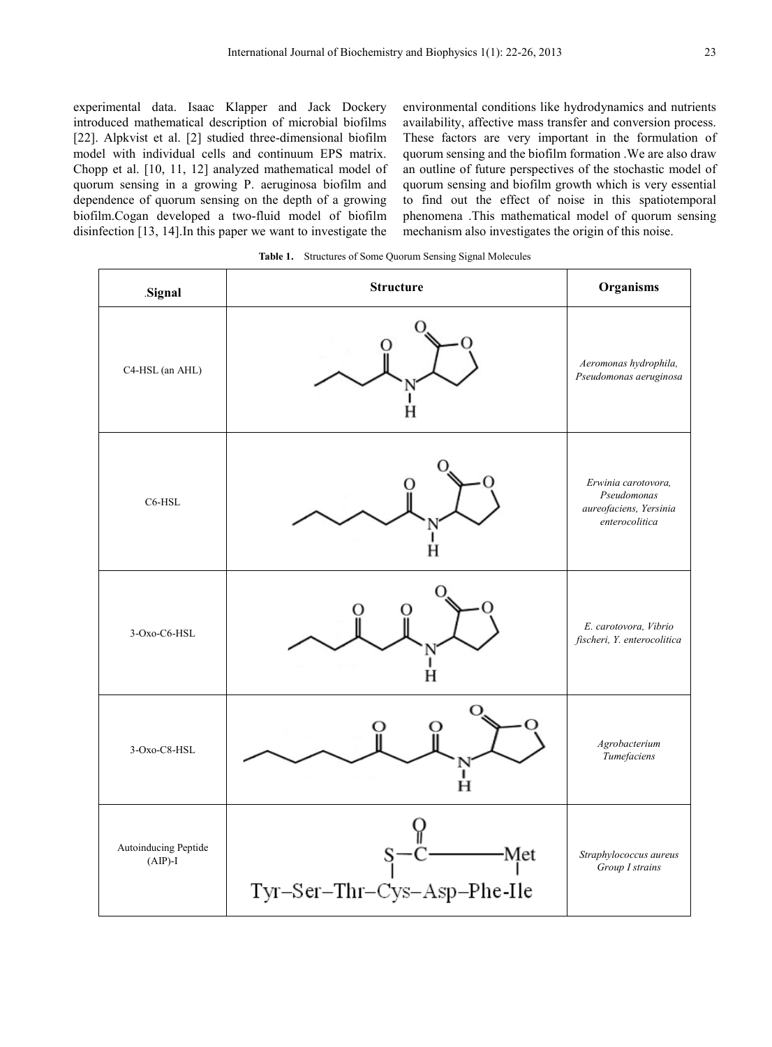experimental data. Isaac Klapper and Jack Dockery introduced mathematical description of microbial biofilms [22]. Alpkvist et al. [2] studied three-dimensional biofilm model with individual cells and continuum EPS matrix. Chopp et al. [10, 11, 12] analyzed mathematical model of quorum sensing in a growing P. aeruginosa biofilm and dependence of quorum sensing on the depth of a growing biofilm.Cogan developed a two-fluid model of biofilm disinfection [13, 14].In this paper we want to investigate the environmental conditions like hydrodynamics and nutrients availability, affective mass transfer and conversion process. These factors are very important in the formulation of quorum sensing and the biofilm formation .We are also draw an outline of future perspectives of the stochastic model of quorum sensing and biofilm growth which is very essential to find out the effect of noise in this spatiotemporal phenomena .This mathematical model of quorum sensing mechanism also investigates the origin of this noise.

**Table 1.** Structures of Some Quorum Sensing Signal Molecules

| .Signal | Structure | Organisms |
|---|---|---|
| C4-HSL (an AHL) | | *Aeromonas hydrophila, Pseudomonas aeruginosa* |
| C6-HSL | | *Erwinia carotovora, Pseudomonas aureofaciens, Yersinia enterocolitica* |
| 3-Oxo-C6-HSL | | *E. carotovora, Vibrio fischeri, Y. enterocolitica* |
| 3-Oxo-C8-HSL | | *Agrobacterium Tumefaciens* |
| Autoinducing Peptide (AIP)-I | S–C(=O)–Met; Tyr–Ser–Thr–Cys–Asp–Phe-Ile | *Straphylococcus aureus Group I strains* |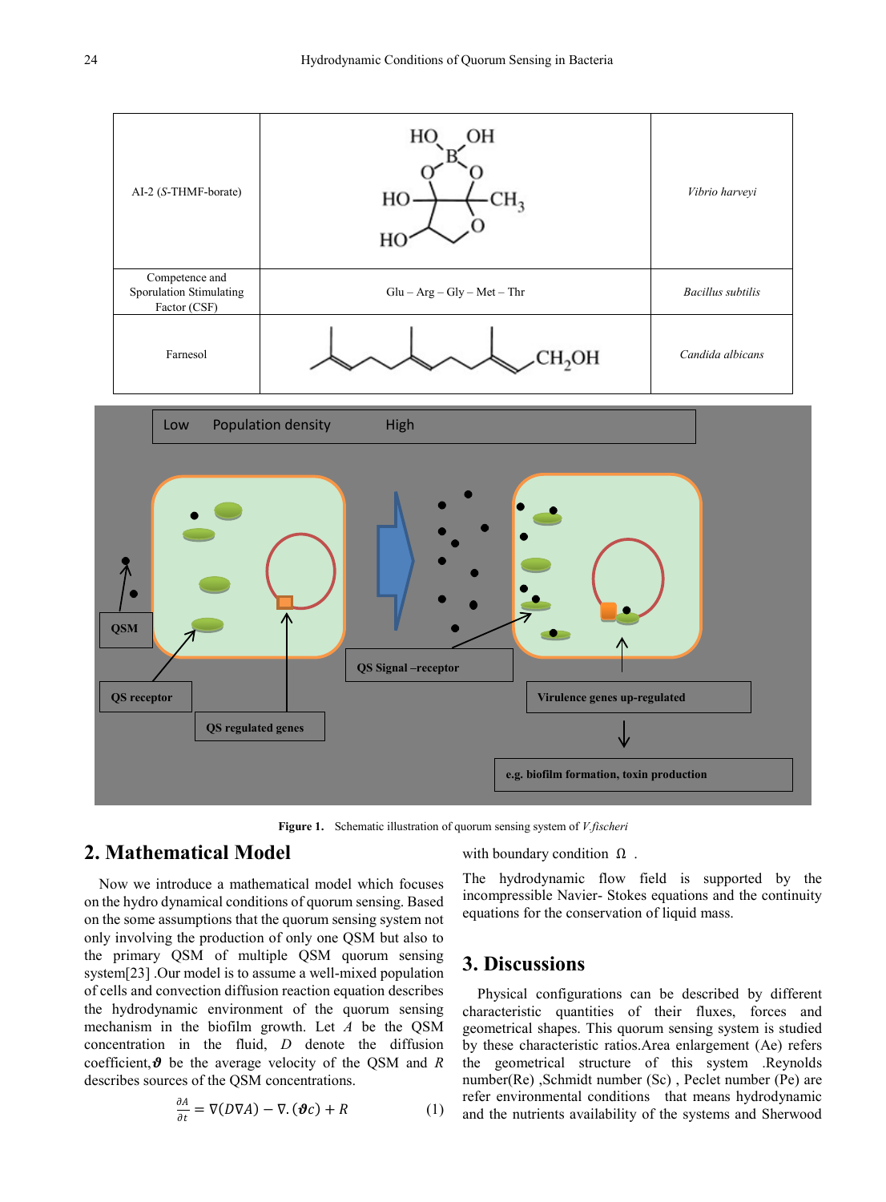| AI-2 (*S*-THMF-borate) | | *Vibrio harveyi* |
|---|---|---|
| Competence and Sporulation Stimulating Factor (CSF) | Glu – Arg – Gly – Met – Thr | *Bacillus subtilis* |
| Farnesol | $CH_2OH$ | *Candida albicans* |

**Figure 1.** Schematic illustration of quorum sensing system of *V.fischeri*

## 2. Mathematical Model

Now we introduce a mathematical model which focuses on the hydro dynamical conditions of quorum sensing. Based on the some assumptions that the quorum sensing system not only involving the production of only one QSM but also to the primary QSM of multiple QSM quorum sensing system[23] .Our model is to assume a well-mixed population of cells and convection diffusion reaction equation describes the hydrodynamic environment of the quorum sensing mechanism in the biofilm growth. Let $A$ be the QSM concentration in the fluid, $D$ denote the diffusion coefficient, $\boldsymbol{\vartheta}$ be the average velocity of the QSM and $R$ describes sources of the QSM concentrations.

$$\frac{\partial A}{\partial t} = \nabla(D\nabla A) - \nabla.(\boldsymbol{\vartheta}c) + R \tag{1}$$

with boundary condition $\Omega$ .

The hydrodynamic flow field is supported by the incompressible Navier- Stokes equations and the continuity equations for the conservation of liquid mass.

## 3. Discussions

Physical configurations can be described by different characteristic quantities of their fluxes, forces and geometrical shapes. This quorum sensing system is studied by these characteristic ratios.Area enlargement (Ae) refers the geometrical structure of this system .Reynolds number(Re) ,Schmidt number (Sc) , Peclet number (Pe) are refer environmental conditions that means hydrodynamic and the nutrients availability of the systems and Sherwood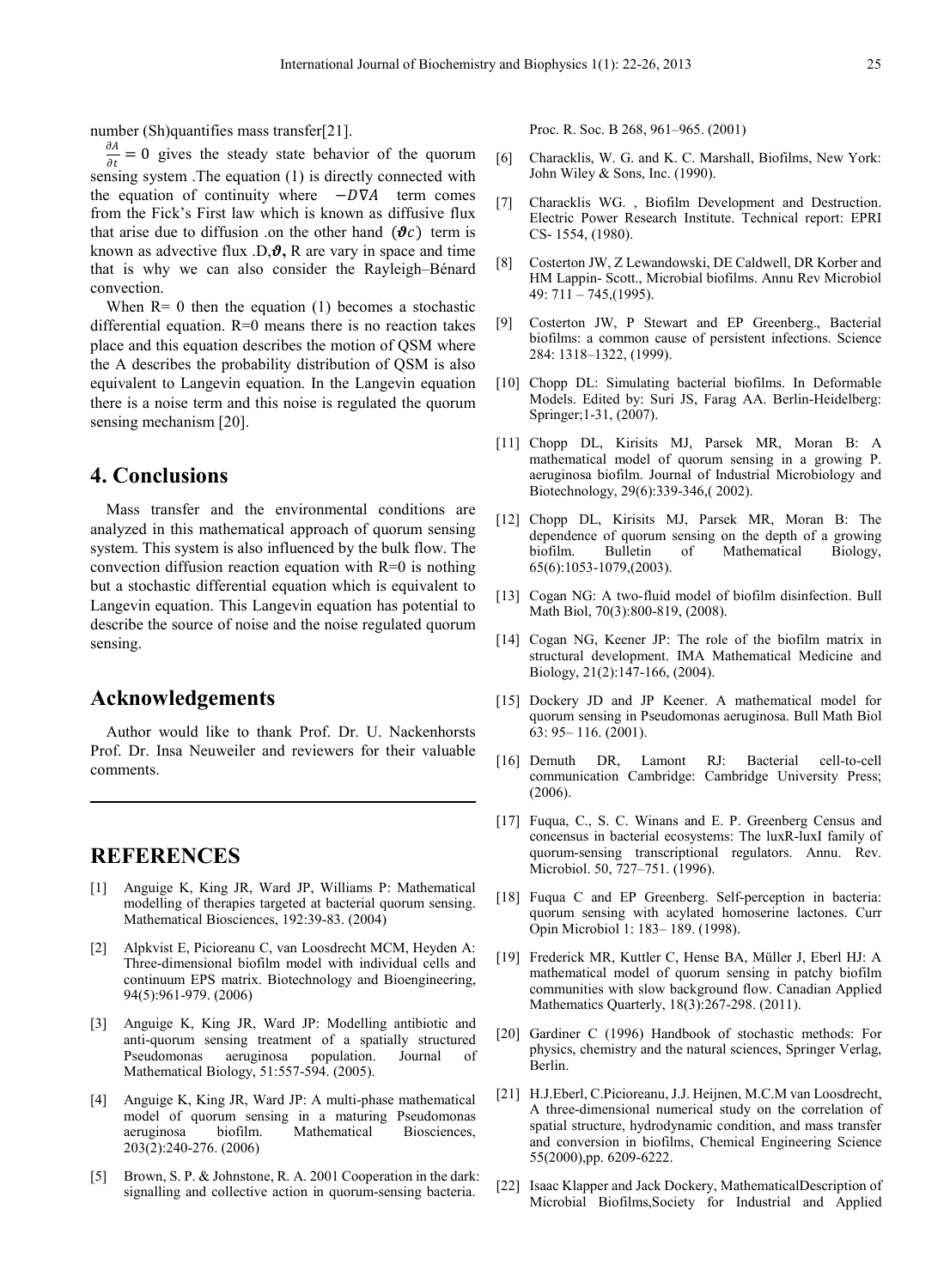number (Sh)quantifies mass transfer[21].

$\frac{\partial A}{\partial t} = 0$ gives the steady state behavior of the quorum sensing system .The equation (1) is directly connected with the equation of continuity where $-D\nabla A$ term comes from the Fick's First law which is known as diffusive flux that arise due to diffusion .on the other hand $(\boldsymbol{\vartheta} c)$ term is known as advective flux .D,$\boldsymbol{\vartheta}$, R are vary in space and time that is why we can also consider the Rayleigh–Bénard convection.

When R= 0 then the equation (1) becomes a stochastic differential equation. R=0 means there is no reaction takes place and this equation describes the motion of QSM where the A describes the probability distribution of QSM is also equivalent to Langevin equation. In the Langevin equation there is a noise term and this noise is regulated the quorum sensing mechanism [20].

## 4. Conclusions

Mass transfer and the environmental conditions are analyzed in this mathematical approach of quorum sensing system. This system is also influenced by the bulk flow. The convection diffusion reaction equation with R=0 is nothing but a stochastic differential equation which is equivalent to Langevin equation. This Langevin equation has potential to describe the source of noise and the noise regulated quorum sensing.

## Acknowledgements

Author would like to thank Prof. Dr. U. Nackenhorsts Prof. Dr. Insa Neuweiler and reviewers for their valuable comments.

## REFERENCES

[1] Anguige K, King JR, Ward JP, Williams P: Mathematical modelling of therapies targeted at bacterial quorum sensing. Mathematical Biosciences, 192:39-83. (2004)

[2] Alpkvist E, Picioreanu C, van Loosdrecht MCM, Heyden A: Three-dimensional biofilm model with individual cells and continuum EPS matrix. Biotechnology and Bioengineering, 94(5):961-979. (2006)

[3] Anguige K, King JR, Ward JP: Modelling antibiotic and anti-quorum sensing treatment of a spatially structured Pseudomonas aeruginosa population. Journal of Mathematical Biology, 51:557-594. (2005).

[4] Anguige K, King JR, Ward JP: A multi-phase mathematical model of quorum sensing in a maturing Pseudomonas aeruginosa biofilm. Mathematical Biosciences, 203(2):240-276. (2006)

[5] Brown, S. P. & Johnstone, R. A. 2001 Cooperation in the dark: signalling and collective action in quorum-sensing bacteria. Proc. R. Soc. B 268, 961–965. (2001)

[6] Characklis, W. G. and K. C. Marshall, Biofilms, New York: John Wiley & Sons, Inc. (1990).

[7] Characklis WG. , Biofilm Development and Destruction. Electric Power Research Institute. Technical report: EPRI CS- 1554, (1980).

[8] Costerton JW, Z Lewandowski, DE Caldwell, DR Korber and HM Lappin- Scott., Microbial biofilms. Annu Rev Microbiol 49: 711 – 745,(1995).

[9] Costerton JW, P Stewart and EP Greenberg., Bacterial biofilms: a common cause of persistent infections. Science 284: 1318–1322, (1999).

[10] Chopp DL: Simulating bacterial biofilms. In Deformable Models. Edited by: Suri JS, Farag AA. Berlin-Heidelberg: Springer;1-31, (2007).

[11] Chopp DL, Kirisits MJ, Parsek MR, Moran B: A mathematical model of quorum sensing in a growing P. aeruginosa biofilm. Journal of Industrial Microbiology and Biotechnology, 29(6):339-346,( 2002).

[12] Chopp DL, Kirisits MJ, Parsek MR, Moran B: The dependence of quorum sensing on the depth of a growing biofilm. Bulletin of Mathematical Biology, 65(6):1053-1079,(2003).

[13] Cogan NG: A two-fluid model of biofilm disinfection. Bull Math Biol, 70(3):800-819, (2008).

[14] Cogan NG, Keener JP: The role of the biofilm matrix in structural development. IMA Mathematical Medicine and Biology, 21(2):147-166, (2004).

[15] Dockery JD and JP Keener. A mathematical model for quorum sensing in Pseudomonas aeruginosa. Bull Math Biol 63: 95– 116. (2001).

[16] Demuth DR, Lamont RJ: Bacterial cell-to-cell communication Cambridge: Cambridge University Press; (2006).

[17] Fuqua, C., S. C. Winans and E. P. Greenberg Census and concensus in bacterial ecosystems: The luxR-luxI family of quorum-sensing transcriptional regulators. Annu. Rev. Microbiol. 50, 727–751. (1996).

[18] Fuqua C and EP Greenberg. Self-perception in bacteria: quorum sensing with acylated homoserine lactones. Curr Opin Microbiol 1: 183– 189. (1998).

[19] Frederick MR, Kuttler C, Hense BA, Müller J, Eberl HJ: A mathematical model of quorum sensing in patchy biofilm communities with slow background flow. Canadian Applied Mathematics Quarterly, 18(3):267-298. (2011).

[20] Gardiner C (1996) Handbook of stochastic methods: For physics, chemistry and the natural sciences, Springer Verlag, Berlin.

[21] H.J.Eberl, C.Picioreanu, J.J. Heijnen, M.C.M van Loosdrecht, A three-dimensional numerical study on the correlation of spatial structure, hydrodynamic condition, and mass transfer and conversion in biofilms, Chemical Engineering Science 55(2000),pp. 6209-6222.

[22] Isaac Klapper and Jack Dockery, MathematicalDescription of Microbial Biofilms,Society for Industrial and Applied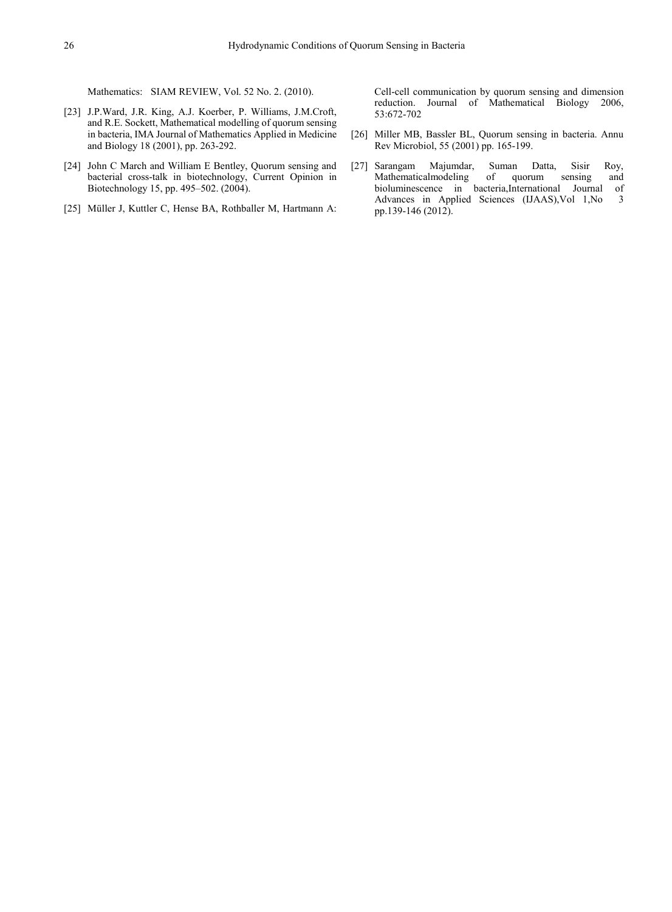Mathematics: SIAM REVIEW, Vol. 52 No. 2. (2010).

[23] J.P.Ward, J.R. King, A.J. Koerber, P. Williams, J.M.Croft, and R.E. Sockett, Mathematical modelling of quorum sensing in bacteria, IMA Journal of Mathematics Applied in Medicine and Biology 18 (2001), pp. 263-292.

[24] John C March and William E Bentley, Quorum sensing and bacterial cross-talk in biotechnology, Current Opinion in Biotechnology 15, pp. 495–502. (2004).

[25] Müller J, Kuttler C, Hense BA, Rothballer M, Hartmann A: Cell-cell communication by quorum sensing and dimension reduction. Journal of Mathematical Biology 2006, 53:672-702

[26] Miller MB, Bassler BL, Quorum sensing in bacteria. Annu Rev Microbiol, 55 (2001) pp. 165-199.

[27] Sarangam Majumdar, Suman Datta, Sisir Roy, Mathematicalmodeling of quorum sensing and bioluminescence in bacteria,International Journal of Advances in Applied Sciences (IJAAS),Vol 1,No 3 pp.139-146 (2012).